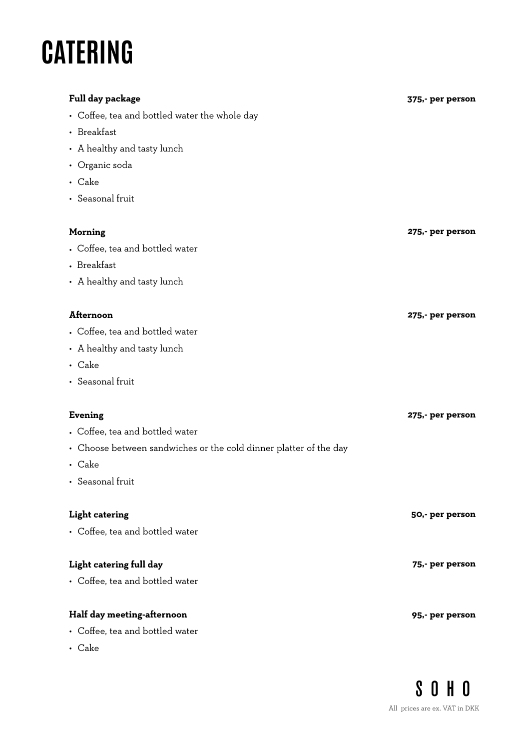# CATERING

**Full day package** **375,- per person**

- Coffee, tea and bottled water the whole day
- Breakfast
- A healthy and tasty lunch
- Organic soda
- Cake
- Seasonal fruit

**Morning** **275,- per person**

- Coffee, tea and bottled water
- Breakfast
- A healthy and tasty lunch

**Afternoon** **275,- per person**

- Coffee, tea and bottled water
- A healthy and tasty lunch
- Cake
- Seasonal fruit

**Evening** **275,- per person**

- Coffee, tea and bottled water
- Choose between sandwiches or the cold dinner platter of the day
- Cake
- Seasonal fruit

**Light catering** **50,- per person**

- Coffee, tea and bottled water

**Light catering full day** **75,- per person**

- Coffee, tea and bottled water

**Half day meeting-afternoon** **95,- per person**

- Coffee, tea and bottled water
- Cake

SOHO

All prices are ex. VAT in DKK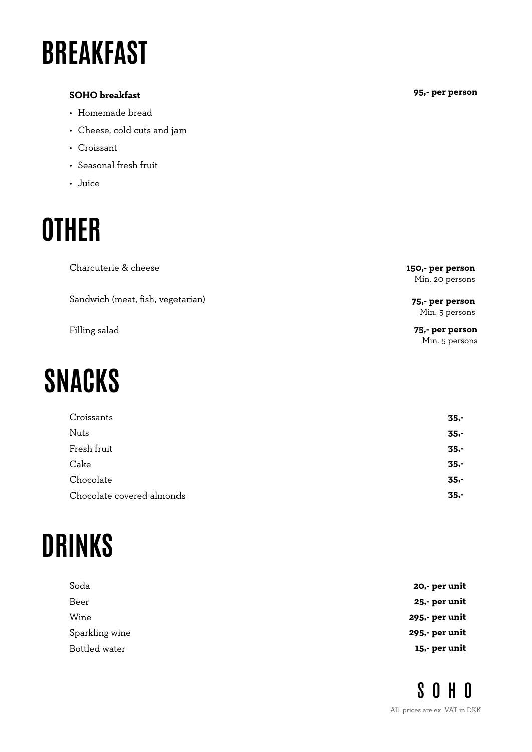# BREAKFAST

**SOHO breakfast** — **95,- per person**

- Homemade bread
- Cheese, cold cuts and jam
- Croissant
- Seasonal fresh fruit
- Juice

# OTHER

| Item | Price |
|---|---|
| Charcuterie & cheese | **150,- per person** Min. 20 persons |
| Sandwich (meat, fish, vegetarian) | **75,- per person** Min. 5 persons |
| Filling salad | **75,- per person** Min. 5 persons |

# SNACKS

| Item | Price |
|---|---|
| Croissants | **35,-** |
| Nuts | **35,-** |
| Fresh fruit | **35,-** |
| Cake | **35,-** |
| Chocolate | **35,-** |
| Chocolate covered almonds | **35,-** |

# DRINKS

| Item | Price |
|---|---|
| Soda | **20,- per unit** |
| Beer | **25,- per unit** |
| Wine | **295,- per unit** |
| Sparkling wine | **295,- per unit** |
| Bottled water | **15,- per unit** |

SOHO

All prices are ex. VAT in DKK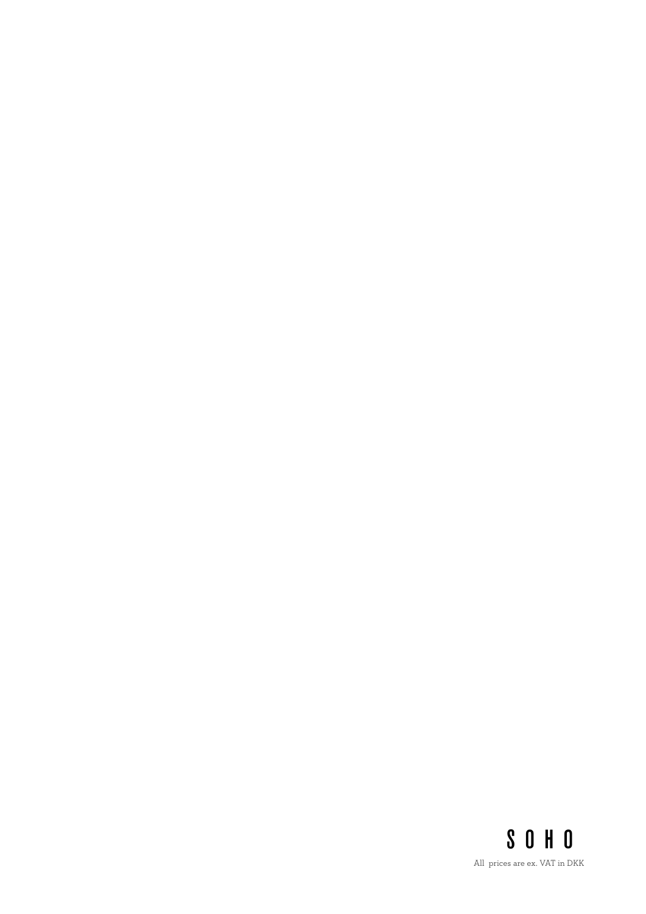S O H O

All prices are ex. VAT in DKK